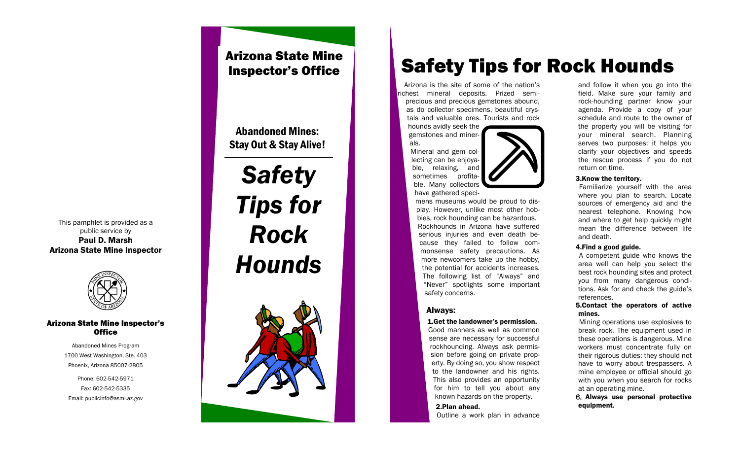This pamphlet is provided as a public service by
**Paul D. Marsh**
**Arizona State Mine Inspector**

**Arizona State Mine Inspector's Office**

Abandoned Mines Program
1700 West Washington, Ste. 403
Phoenix, Arizona 85007-2805

Phone: 602-542-5971
Fax: 602-542-5335
Email: publicinfo@asmi.az.gov

## Arizona State Mine Inspector's Office

**Abandoned Mines: Stay Out & Stay Alive!**

***Safety Tips for Rock Hounds***

# Safety Tips for Rock Hounds

Arizona is the site of some of the nation's richest mineral deposits. Prized semi-precious and precious gemstones abound, as do collector specimens, beautiful crystals and valuable ores. Tourists and rock hounds avidly seek the gemstones and minerals.

Mineral and gem collecting can be enjoyable, relaxing, and sometimes profitable. Many collectors have gathered specimens museums would be proud to display. However, unlike most other hobbies, rock hounding can be hazardous. Rockhounds in Arizona have suffered serious injuries and even death because they failed to follow commonsense safety precautions. As more newcomers take up the hobby, the potential for accidents increases. The following list of "Always" and "Never" spotlights some important safety concerns.

### Always:

**1. Get the landowner's permission.**
Good manners as well as common sense are necessary for successful rockhounding. Always ask permission before going on private property. By doing so, you show respect to the landowner and his rights. This also provides an opportunity for him to tell you about any known hazards on the property.

**2. Plan ahead.**
Outline a work plan in advance and follow it when you go into the field. Make sure your family and rock-hounding partner know your agenda. Provide a copy of your schedule and route to the owner of the property you will be visiting for your mineral search. Planning serves two purposes: it helps you clarify your objectives and speeds the rescue process if you do not return on time.

**3. Know the territory.**
Familiarize yourself with the area where you plan to search. Locate sources of emergency aid and the nearest telephone. Knowing how and where to get help quickly might mean the difference between life and death.

**4. Find a good guide.**
A competent guide who knows the area well can help you select the best rock hounding sites and protect you from many dangerous conditions. Ask for and check the guide's references.

**5. Contact the operators of active mines.**
Mining operations use explosives to break rock. The equipment used in these operations is dangerous. Mine workers must concentrate fully on their rigorous duties; they should not have to worry about trespassers. A mine employee or official should go with you when you search for rocks at an operating mine.

**6. Always use personal protective equipment.**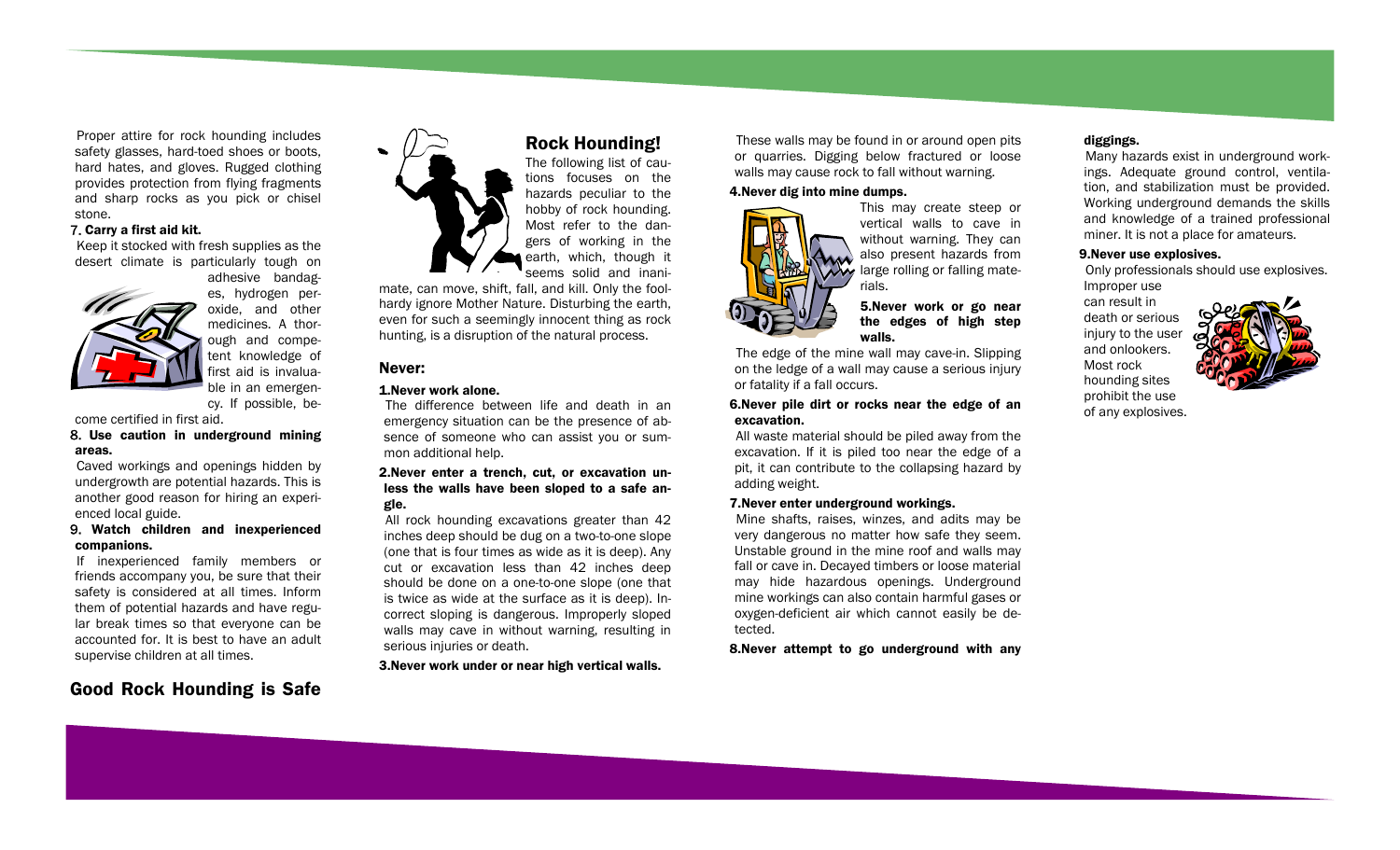Proper attire for rock hounding includes safety glasses, hard-toed shoes or boots, hard hates, and gloves. Rugged clothing provides protection from flying fragments and sharp rocks as you pick or chisel stone.

**7. Carry a first aid kit.**

Keep it stocked with fresh supplies as the desert climate is particularly tough on adhesive bandages, hydrogen peroxide, and other medicines. A thorough and competent knowledge of first aid is invaluable in an emergency. If possible, become certified in first aid.

**8. Use caution in underground mining areas.**

Caved workings and openings hidden by undergrowth are potential hazards. This is another good reason for hiring an experienced local guide.

**9. Watch children and inexperienced companions.**

If inexperienced family members or friends accompany you, be sure that their safety is considered at all times. Inform them of potential hazards and have regular break times so that everyone can be accounted for. It is best to have an adult supervise children at all times.

## Good Rock Hounding is Safe

## Rock Hounding!

The following list of cautions focuses on the hazards peculiar to the hobby of rock hounding. Most refer to the dangers of working in the earth, which, though it seems solid and inanimate, can move, shift, fall, and kill. Only the foolhardy ignore Mother Nature. Disturbing the earth, even for such a seemingly innocent thing as rock hunting, is a disruption of the natural process.

### Never:

**1.Never work alone.**

The difference between life and death in an emergency situation can be the presence of absence of someone who can assist you or summon additional help.

**2.Never enter a trench, cut, or excavation unless the walls have been sloped to a safe angle.**

All rock hounding excavations greater than 42 inches deep should be dug on a two-to-one slope (one that is four times as wide as it is deep). Any cut or excavation less than 42 inches deep should be done on a one-to-one slope (one that is twice as wide at the surface as it is deep). Incorrect sloping is dangerous. Improperly sloped walls may cave in without warning, resulting in serious injuries or death.

**3.Never work under or near high vertical walls.**

These walls may be found in or around open pits or quarries. Digging below fractured or loose walls may cause rock to fall without warning.

**4.Never dig into mine dumps.**

This may create steep or vertical walls to cave in without warning. They can also present hazards from large rolling or falling materials.

**5.Never work or go near the edges of high step walls.**

The edge of the mine wall may cave-in. Slipping on the ledge of a wall may cause a serious injury or fatality if a fall occurs.

**6.Never pile dirt or rocks near the edge of an excavation.**

All waste material should be piled away from the excavation. If it is piled too near the edge of a pit, it can contribute to the collapsing hazard by adding weight.

**7.Never enter underground workings.**

Mine shafts, raises, winzes, and adits may be very dangerous no matter how safe they seem. Unstable ground in the mine roof and walls may fall or cave in. Decayed timbers or loose material may hide hazardous openings. Underground mine workings can also contain harmful gases or oxygen-deficient air which cannot easily be detected.

**8.Never attempt to go underground with any diggings.**

Many hazards exist in underground workings. Adequate ground control, ventilation, and stabilization must be provided. Working underground demands the skills and knowledge of a trained professional miner. It is not a place for amateurs.

**9.Never use explosives.**

Only professionals should use explosives. Improper use can result in death or serious injury to the user and onlookers. Most rock hounding sites prohibit the use of any explosives.